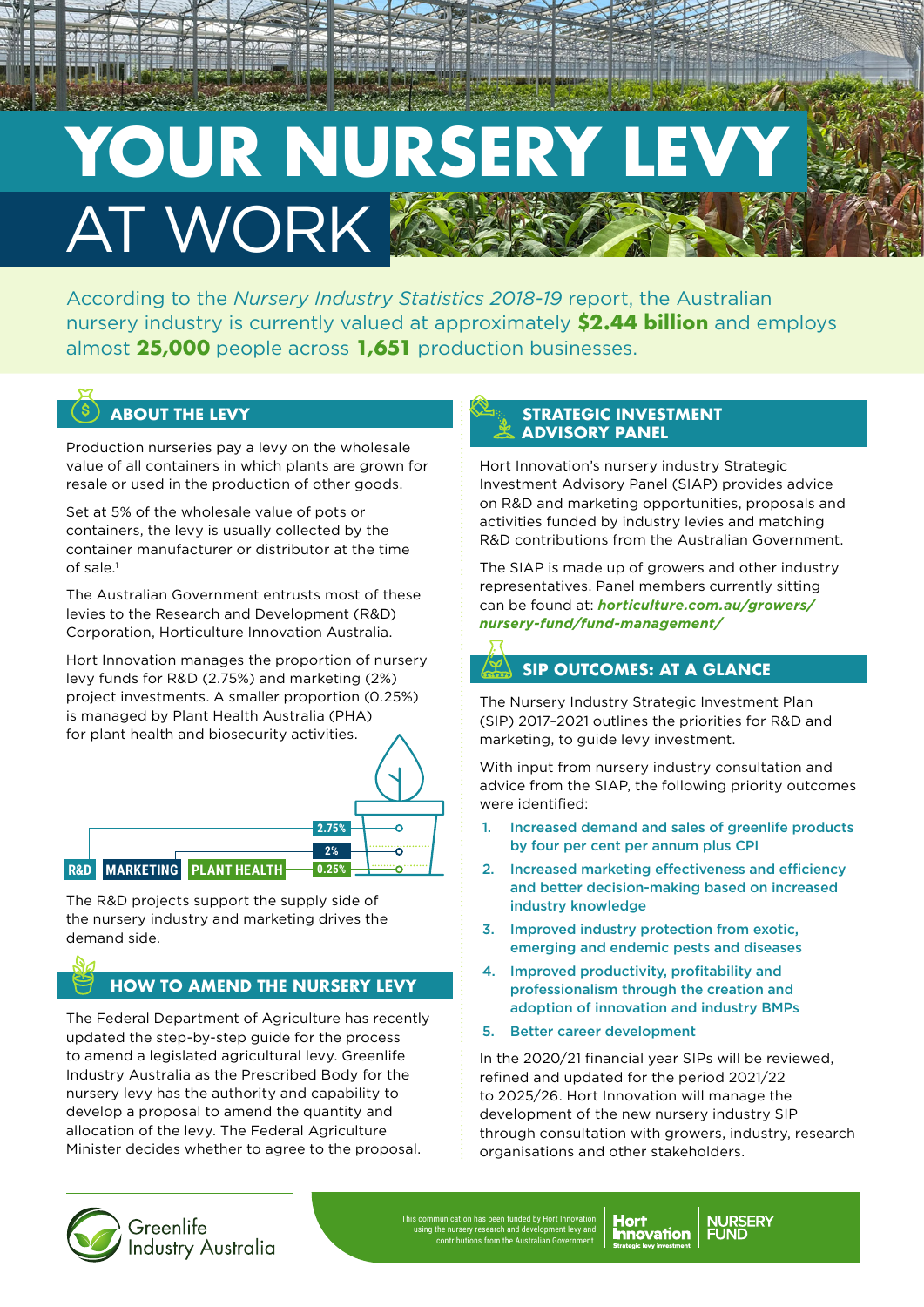# YOUR NURSERY LEVY AT WORK

According to the *Nursery Industry Statistics 2018-19* report, the Australian nursery industry is currently valued at approximately **$2.44 billion** and employs almost **25,000** people across **1,651** production businesses.

## ABOUT THE LEVY

Production nurseries pay a levy on the wholesale value of all containers in which plants are grown for resale or used in the production of other goods.

Set at 5% of the wholesale value of pots or containers, the levy is usually collected by the container manufacturer or distributor at the time of sale.[1]

The Australian Government entrusts most of these levies to the Research and Development (R&D) Corporation, Horticulture Innovation Australia.

Hort Innovation manages the proportion of nursery levy funds for R&D (2.75%) and marketing (2%) project investments. A smaller proportion (0.25%) is managed by Plant Health Australia (PHA) for plant health and biosecurity activities.

| R&D | MARKETING | PLANT HEALTH |
|---|---|---|
| 2.75% | 2% | 0.25% |

The R&D projects support the supply side of the nursery industry and marketing drives the demand side.

## HOW TO AMEND THE NURSERY LEVY

The Federal Department of Agriculture has recently updated the step-by-step guide for the process to amend a legislated agricultural levy. Greenlife Industry Australia as the Prescribed Body for the nursery levy has the authority and capability to develop a proposal to amend the quantity and allocation of the levy. The Federal Agriculture Minister decides whether to agree to the proposal.

## STRATEGIC INVESTMENT ADVISORY PANEL

Hort Innovation's nursery industry Strategic Investment Advisory Panel (SIAP) provides advice on R&D and marketing opportunities, proposals and activities funded by industry levies and matching R&D contributions from the Australian Government.

The SIAP is made up of growers and other industry representatives. Panel members currently sitting can be found at: ***horticulture.com.au/growers/nursery-fund/fund-management/***

## SIP OUTCOMES: AT A GLANCE

The Nursery Industry Strategic Investment Plan (SIP) 2017–2021 outlines the priorities for R&D and marketing, to guide levy investment.

With input from nursery industry consultation and advice from the SIAP, the following priority outcomes were identified:

1. **Increased demand and sales of greenlife products by four per cent per annum plus CPI**
2. **Increased marketing effectiveness and efficiency and better decision-making based on increased industry knowledge**
3. **Improved industry protection from exotic, emerging and endemic pests and diseases**
4. **Improved productivity, profitability and professionalism through the creation and adoption of innovation and industry BMPs**
5. **Better career development**

In the 2020/21 financial year SIPs will be reviewed, refined and updated for the period 2021/22 to 2025/26. Hort Innovation will manage the development of the new nursery industry SIP through consultation with growers, industry, research organisations and other stakeholders.

Greenlife Industry Australia

This communication has been funded by Hort Innovation using the nursery research and development levy and contributions from the Australian Government.

Hort Innovation Strategic levy investment | NURSERY FUND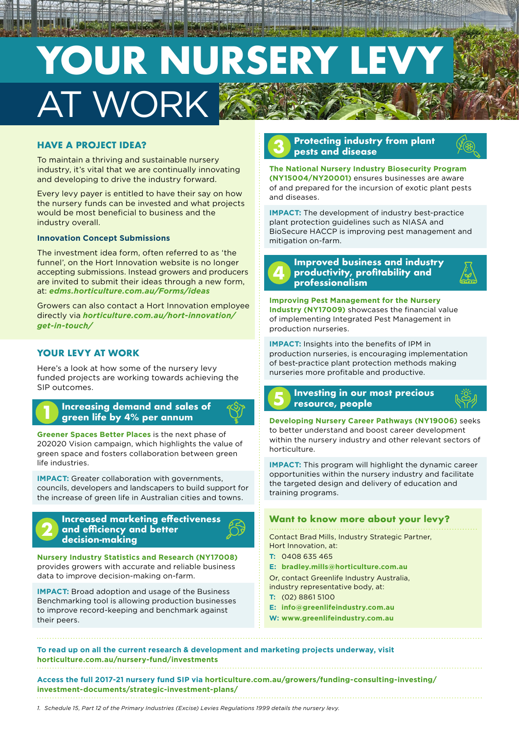# YOUR NURSERY LEVY AT WORK

## HAVE A PROJECT IDEA?

To maintain a thriving and sustainable nursery industry, it's vital that we are continually innovating and developing to drive the industry forward.

Every levy payer is entitled to have their say on how the nursery funds can be invested and what projects would be most beneficial to business and the industry overall.

### Innovation Concept Submissions

The investment idea form, often referred to as 'the funnel', on the Hort Innovation website is no longer accepting submissions. Instead growers and producers are invited to submit their ideas through a new form, at: ***edms.horticulture.com.au/Forms/ideas***

Growers can also contact a Hort Innovation employee directly via ***horticulture.com.au/hort-innovation/get-in-touch/***

## YOUR LEVY AT WORK

Here's a look at how some of the nursery levy funded projects are working towards achieving the SIP outcomes.

### 1 Increasing demand and sales of green life by 4% per annum

**Greener Spaces Better Places** is the next phase of 202020 Vision campaign, which highlights the value of green space and fosters collaboration between green life industries.

**IMPACT:** Greater collaboration with governments, councils, developers and landscapers to build support for the increase of green life in Australian cities and towns.

### 2 Increased marketing effectiveness and efficiency and better decision-making

**Nursery Industry Statistics and Research (NY17008)** provides growers with accurate and reliable business data to improve decision-making on-farm.

**IMPACT:** Broad adoption and usage of the Business Benchmarking tool is allowing production businesses to improve record-keeping and benchmark against their peers.

### 3 Protecting industry from plant pests and disease

**The National Nursery Industry Biosecurity Program (NY15004/NY20001)** ensures businesses are aware of and prepared for the incursion of exotic plant pests and diseases.

**IMPACT:** The development of industry best-practice plant protection guidelines such as NIASA and BioSecure HACCP is improving pest management and mitigation on-farm.

### 4 Improved business and industry productivity, profitability and professionalism

**Improving Pest Management for the Nursery Industry (NY17009)** showcases the financial value of implementing Integrated Pest Management in production nurseries.

**IMPACT:** Insights into the benefits of IPM in production nurseries, is encouraging implementation of best-practice plant protection methods making nurseries more profitable and productive.

### 5 Investing in our most precious resource, people

**Developing Nursery Career Pathways (NY19006)** seeks to better understand and boost career development within the nursery industry and other relevant sectors of horticulture.

**IMPACT:** This program will highlight the dynamic career opportunities within the nursery industry and facilitate the targeted design and delivery of education and training programs.

## Want to know more about your levy?

Contact Brad Mills, Industry Strategic Partner, Hort Innovation, at:

**T:** 0408 635 465
**E:** **bradley.mills@horticulture.com.au**

Or, contact Greenlife Industry Australia, industry representative body, at:

**T:** (02) 8861 5100
**E:** **info@greenlifeindustry.com.au**
**W:** **www.greenlifeindustry.com.au**

**To read up on all the current research & development and marketing projects underway, visit horticulture.com.au/nursery-fund/investments**

**Access the full 2017-21 nursery fund SIP via horticulture.com.au/growers/funding-consulting-investing/investment-documents/strategic-investment-plans/**

*1. Schedule 15, Part 12 of the Primary Industries (Excise) Levies Regulations 1999 details the nursery levy.*